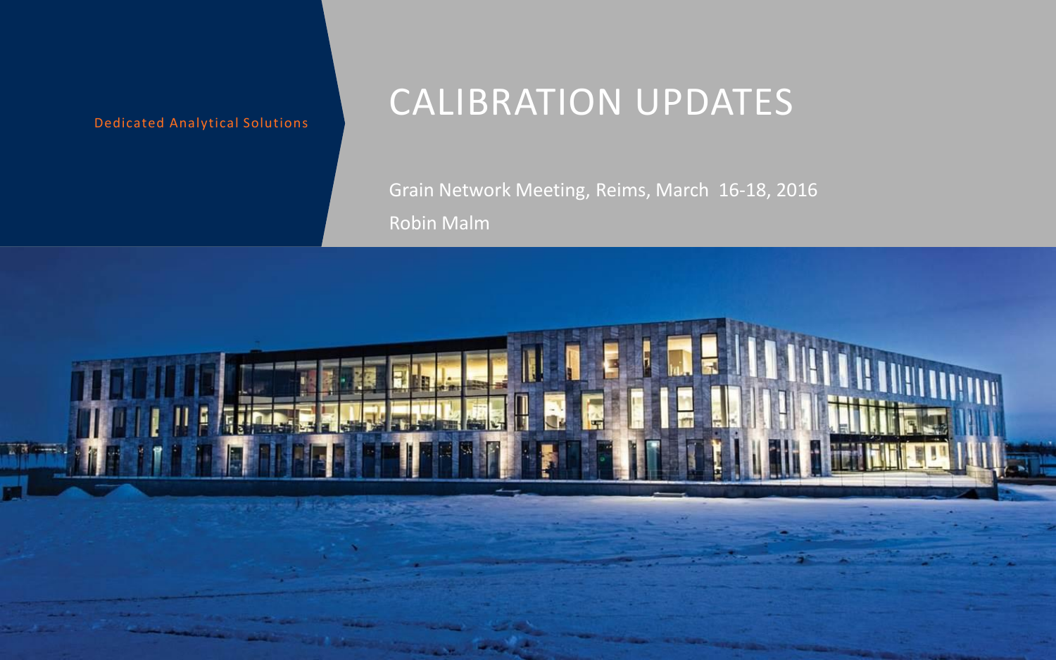Dedicated Analytical Solutions

# CALIBRATION UPDATES

Grain Network Meeting, Reims, March 16-18, 2016

Robin Malm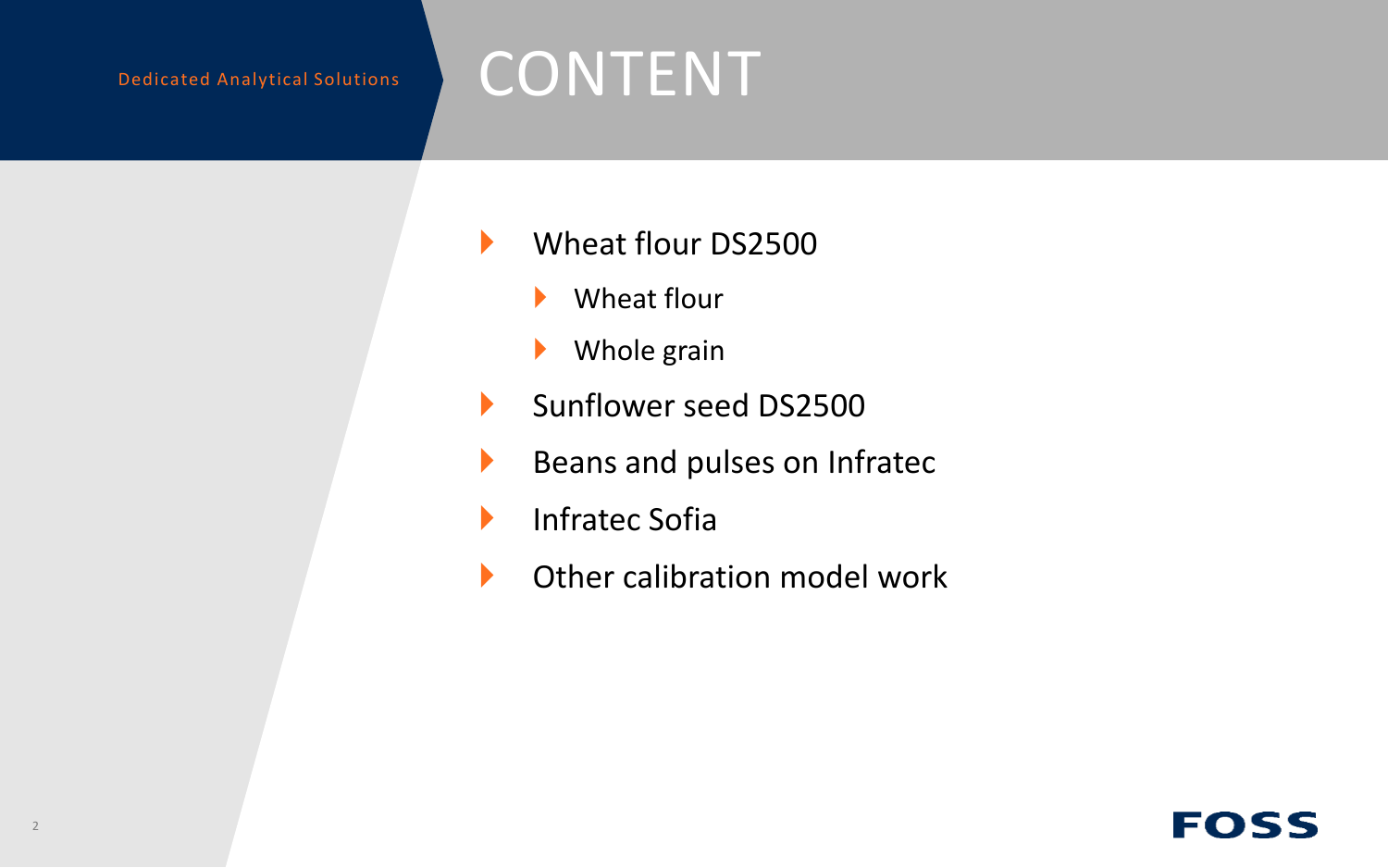# CONTENT

- Wheat flour DS2500
  - Wheat flour
  - Whole grain
- Sunflower seed DS2500
- Beans and pulses on Infratec
- Infratec Sofia
- Other calibration model work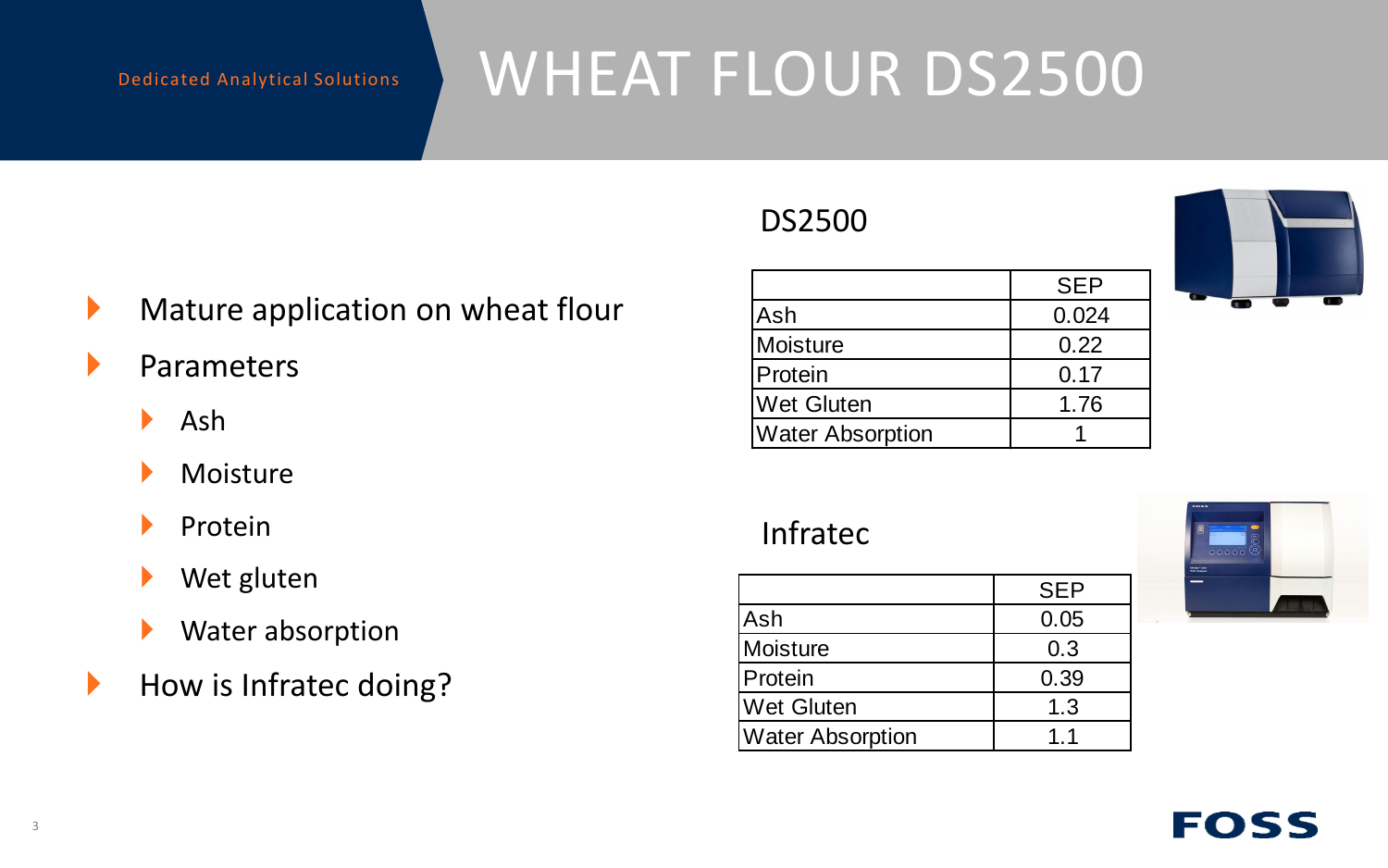# WHEAT FLOUR DS2500

Dedicated Analytical Solutions

- Mature application on wheat flour
- Parameters
  - Ash
  - Moisture
  - Protein
  - Wet gluten
  - Water absorption
- How is Infratec doing?

## DS2500

| | SEP |
|---|---|
| Ash | 0.024 |
| Moisture | 0.22 |
| Protein | 0.17 |
| Wet Gluten | 1.76 |
| Water Absorption | 1 |

## Infratec

| | SEP |
|---|---|
| Ash | 0.05 |
| Moisture | 0.3 |
| Protein | 0.39 |
| Wet Gluten | 1.3 |
| Water Absorption | 1.1 |

FOSS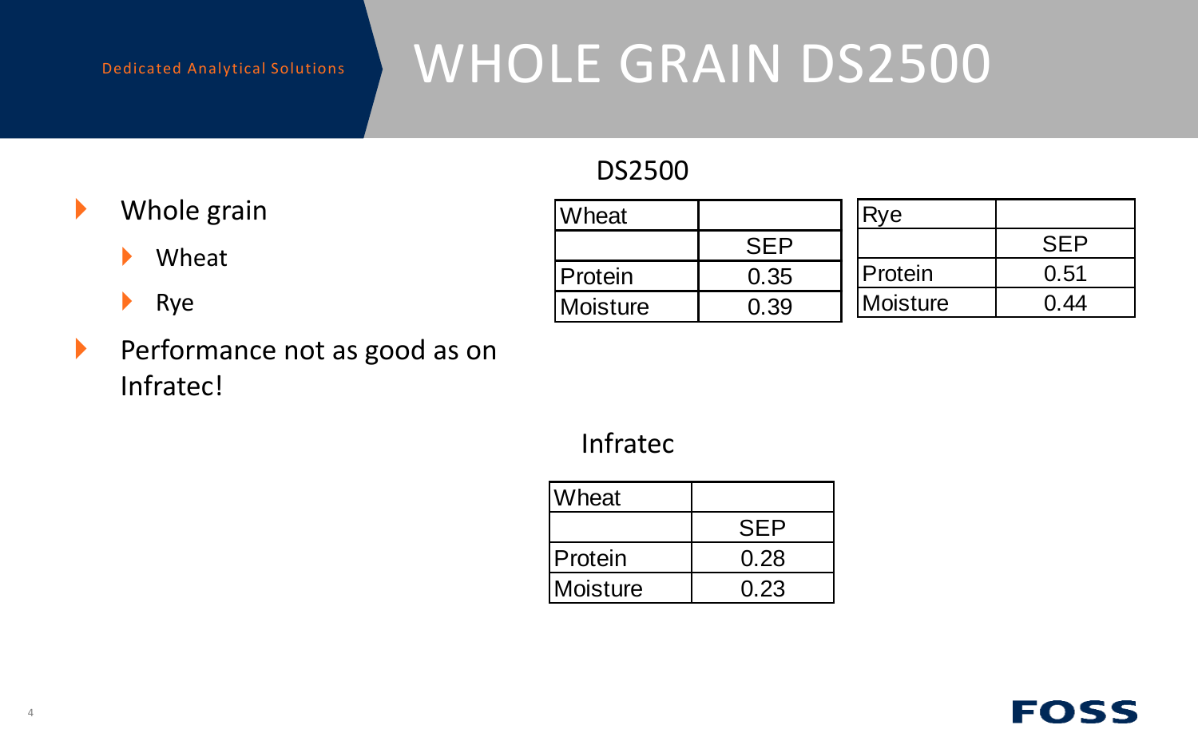Dedicated Analytical Solutions

# WHOLE GRAIN DS2500

- Whole grain
  - Wheat
  - Rye
- Performance not as good as on Infratec!

## DS2500

| Wheat | |
|---|---|
| | SEP |
| Protein | 0.35 |
| Moisture | 0.39 |

| Rye | |
|---|---|
| | SEP |
| Protein | 0.51 |
| Moisture | 0.44 |

## Infratec

| Wheat | |
|---|---|
| | SEP |
| Protein | 0.28 |
| Moisture | 0.23 |

FOSS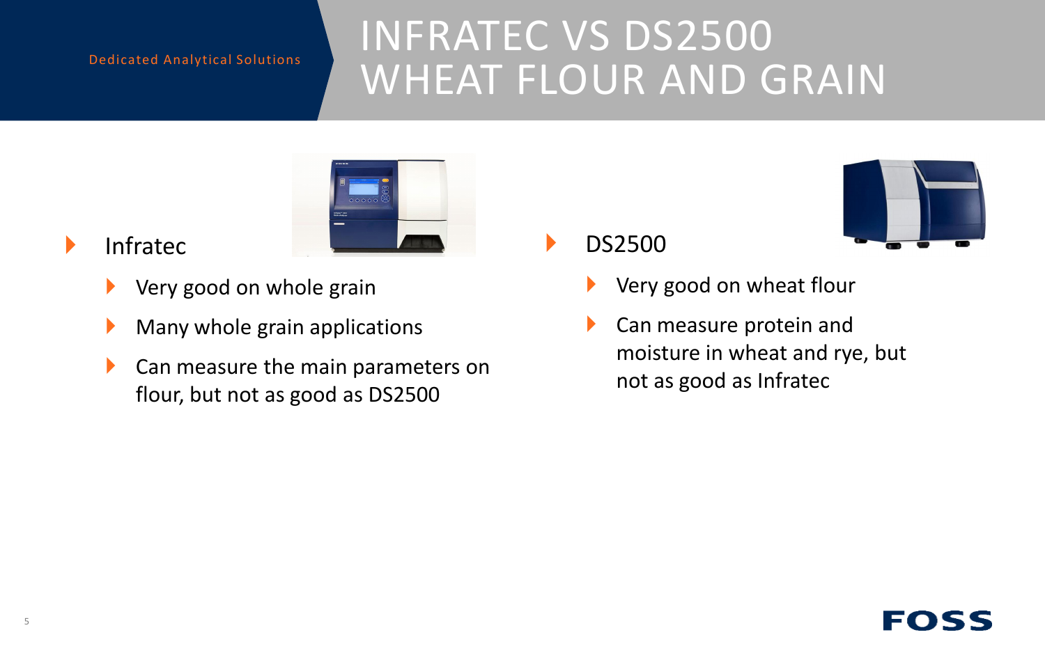Dedicated Analytical Solutions

# INFRATEC VS DS2500 WHEAT FLOUR AND GRAIN

- Infratec
  - Very good on whole grain
  - Many whole grain applications
  - Can measure the main parameters on flour, but not as good as DS2500

- DS2500
  - Very good on wheat flour
  - Can measure protein and moisture in wheat and rye, but not as good as Infratec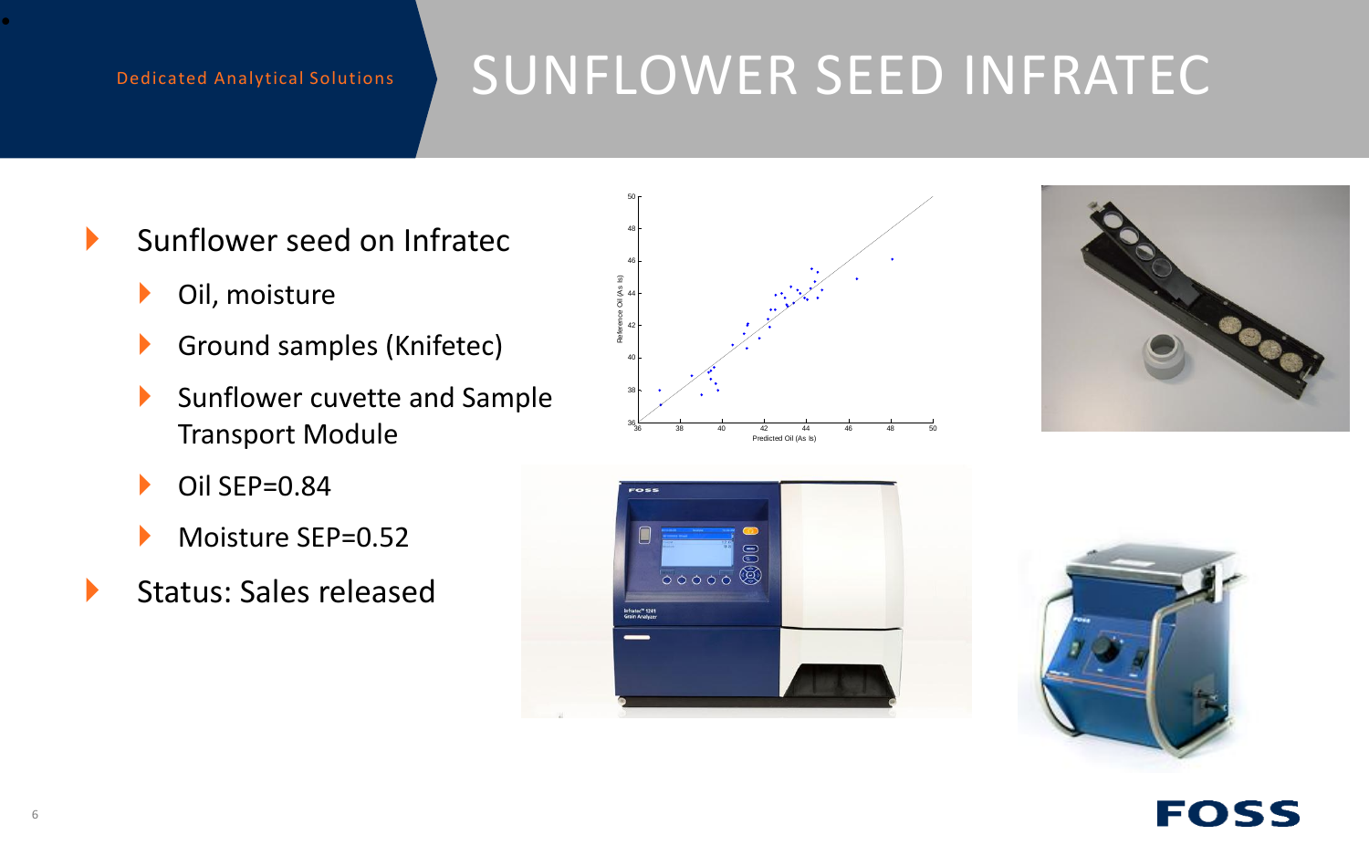# SUNFLOWER SEED INFRATEC

Dedicated Analytical Solutions

- Sunflower seed on Infratec
  - Oil, moisture
  - Ground samples (Knifetec)
  - Sunflower cuvette and Sample Transport Module
  - Oil SEP=0.84
  - Moisture SEP=0.52
- Status: Sales released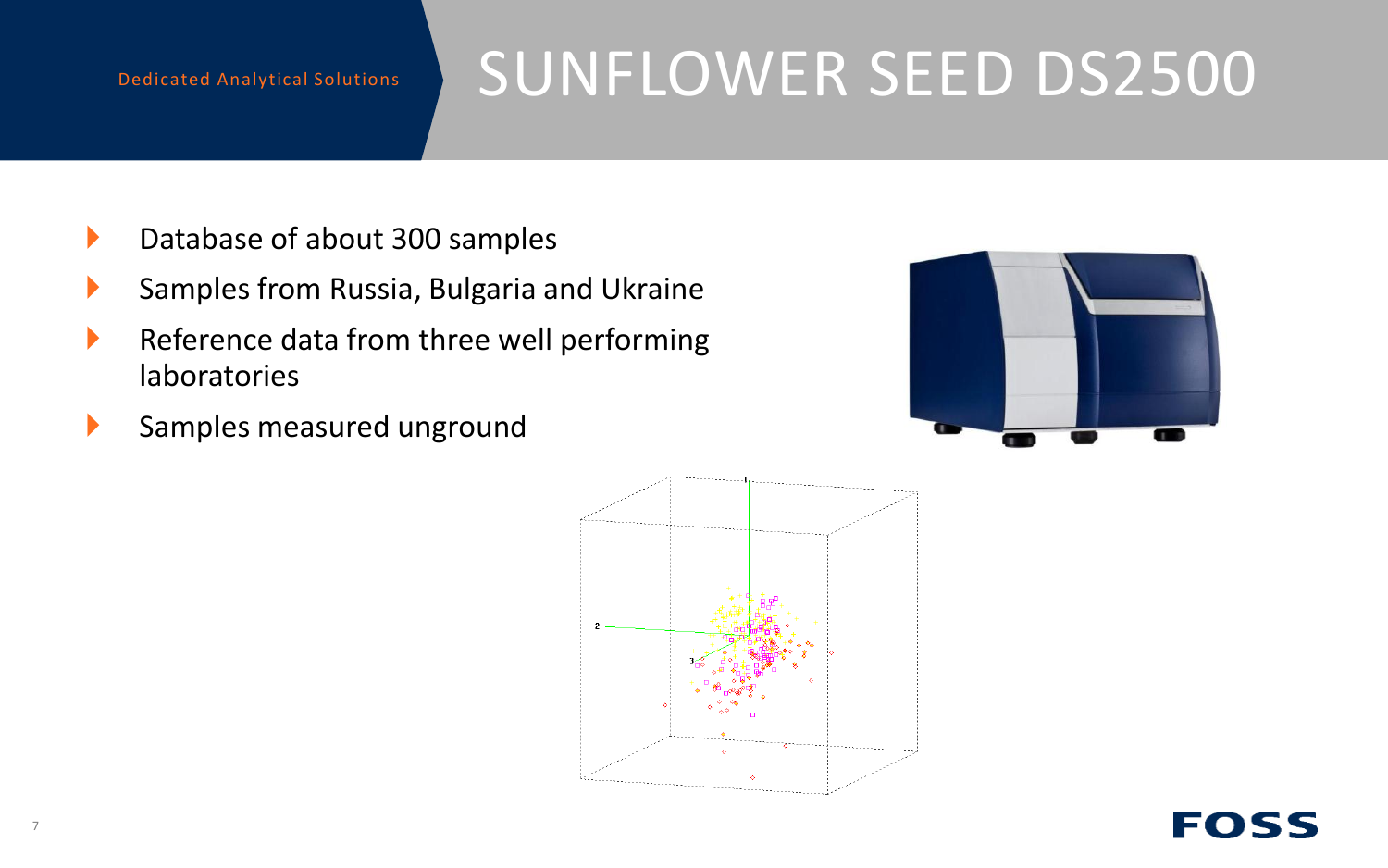# SUNFLOWER SEED DS2500

- Database of about 300 samples
- Samples from Russia, Bulgaria and Ukraine
- Reference data from three well performing laboratories
- Samples measured unground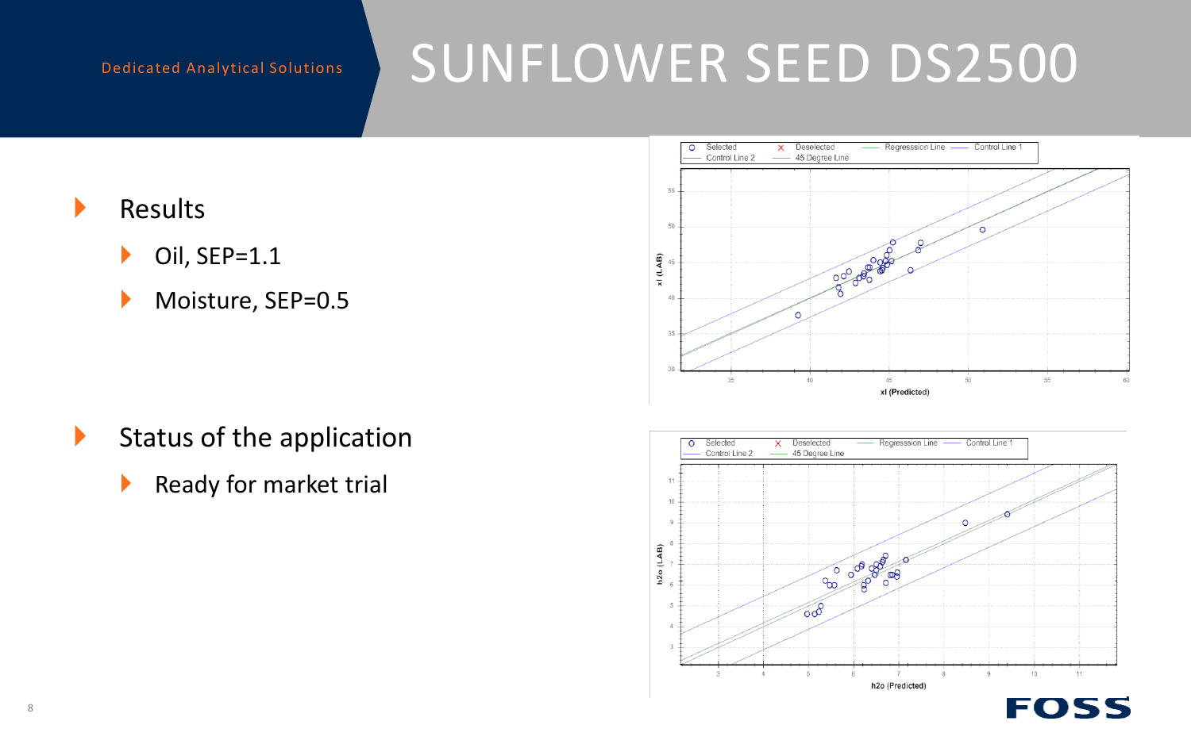# SUNFLOWER SEED DS2500

- Results
  - Oil, SEP=1.1
  - Moisture, SEP=0.5

- Status of the application
  - Ready for market trial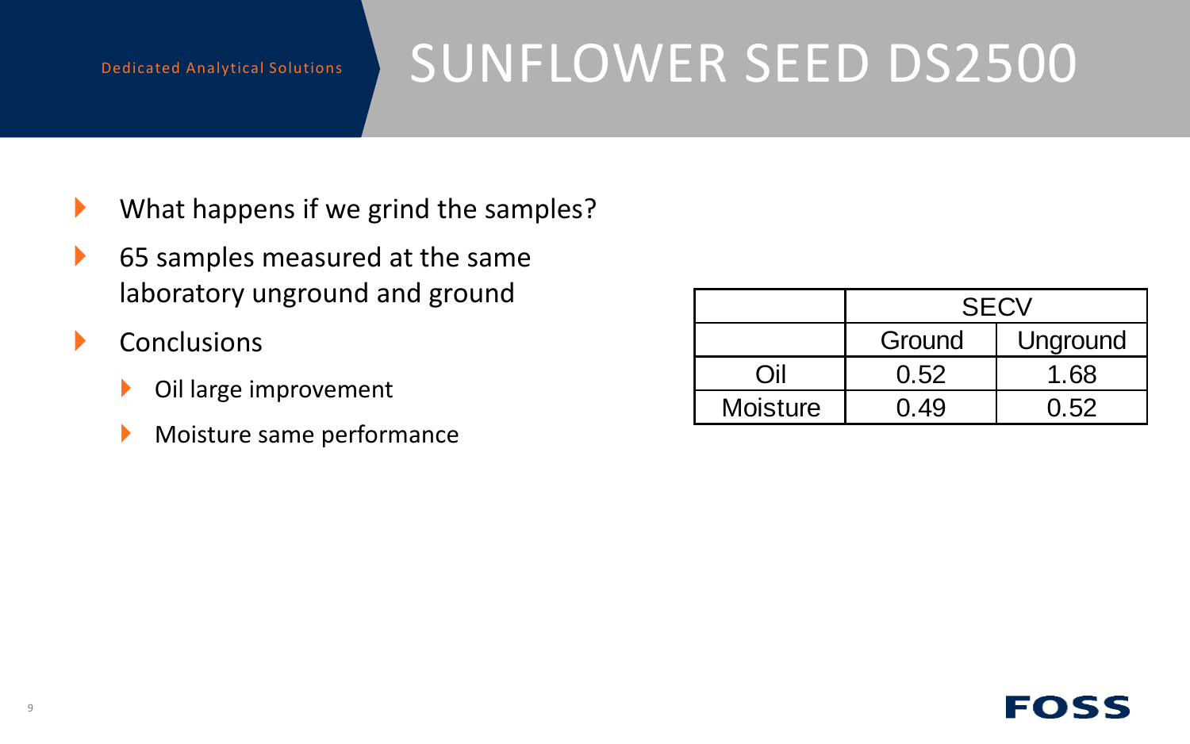Dedicated Analytical Solutions

# SUNFLOWER SEED DS2500

- What happens if we grind the samples?
- 65 samples measured at the same laboratory unground and ground
- Conclusions
  - Oil large improvement
  - Moisture same performance

| | SECV | |
|---|---|---|
| | Ground | Unground |
| Oil | 0.52 | 1.68 |
| Moisture | 0.49 | 0.52 |

FOSS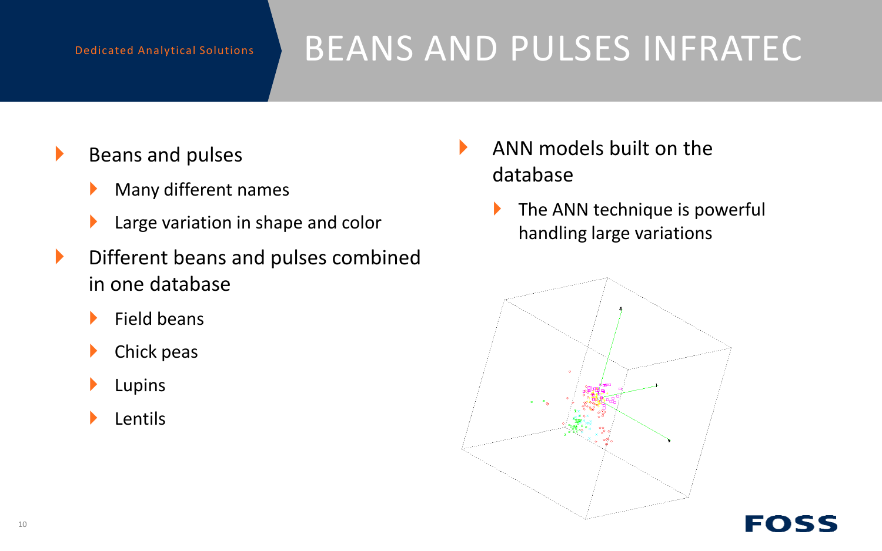# BEANS AND PULSES INFRATEC

Dedicated Analytical Solutions

- Beans and pulses
  - Many different names
  - Large variation in shape and color
- Different beans and pulses combined in one database
  - Field beans
  - Chick peas
  - Lupins
  - Lentils
- ANN models built on the database
  - The ANN technique is powerful handling large variations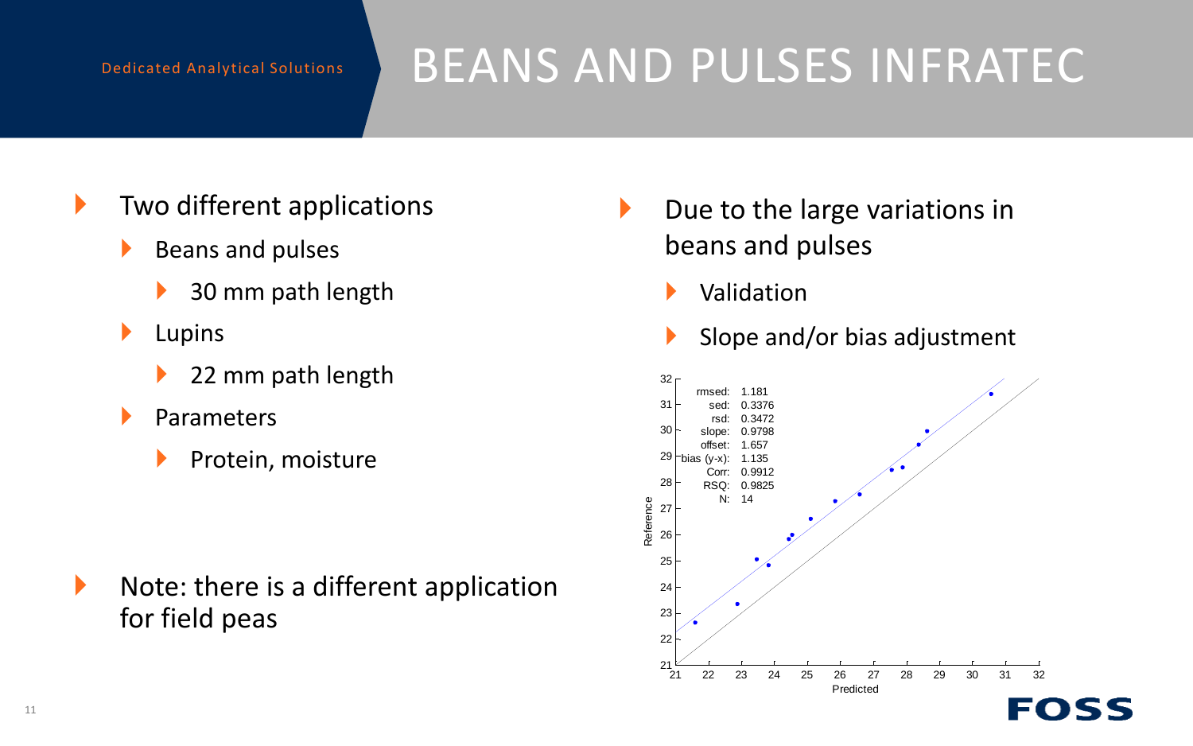# BEANS AND PULSES INFRATEC

Dedicated Analytical Solutions

- Two different applications
  - Beans and pulses
    - 30 mm path length
  - Lupins
    - 22 mm path length
  - Parameters
    - Protein, moisture

- Note: there is a different application for field peas

- Due to the large variations in beans and pulses
  - Validation
  - Slope and/or bias adjustment

| Statistic | Value |
|---|---|
| rmsed: | 1.181 |
| sed: | 0.3376 |
| rsd: | 0.3472 |
| slope: | 0.9798 |
| offset: | 1.657 |
| bias (y-x): | 1.135 |
| Corr: | 0.9912 |
| RSQ: | 0.9825 |
| N: | 14 |

Reference vs. Predicted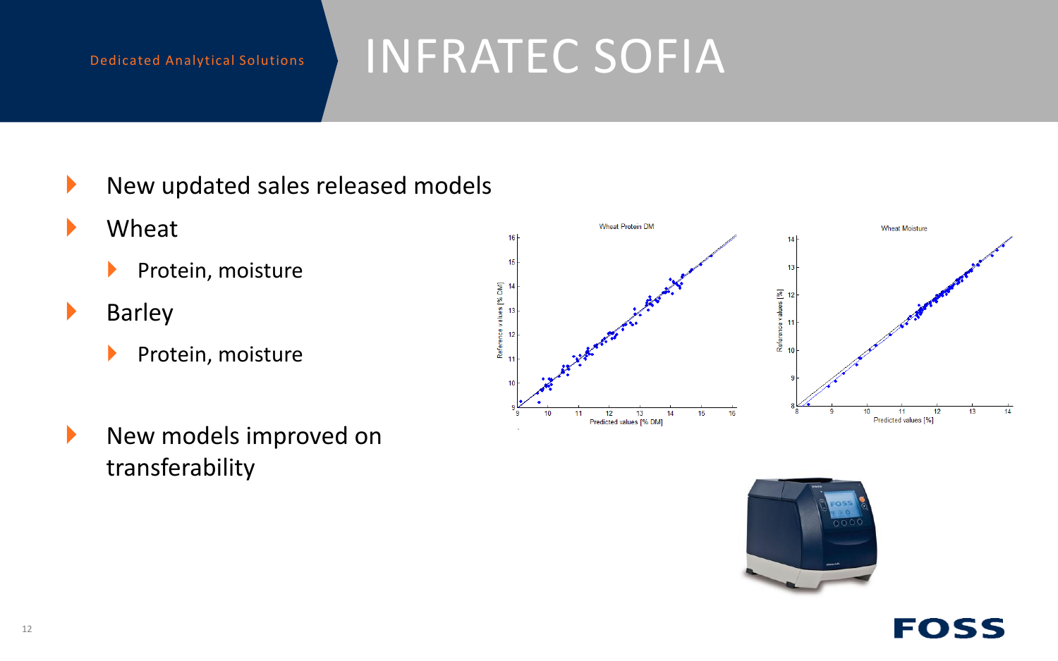Dedicated Analytical Solutions

# INFRATEC SOFIA

- New updated sales released models
- Wheat
  - Protein, moisture
- Barley
  - Protein, moisture
- New models improved on transferability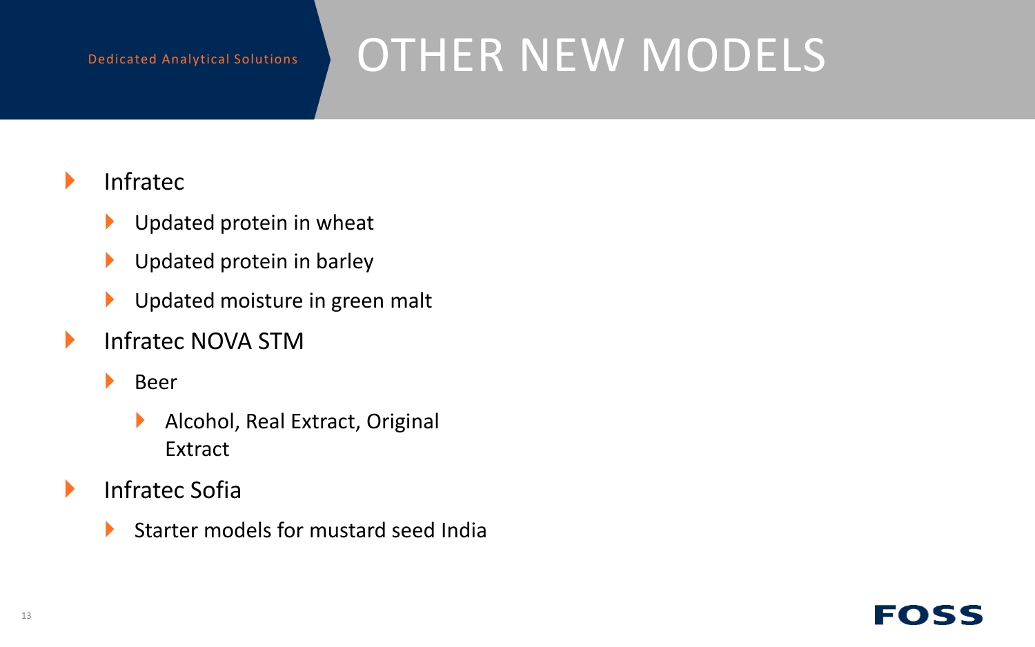Dedicated Analytical Solutions

# OTHER NEW MODELS

- Infratec
  - Updated protein in wheat
  - Updated protein in barley
  - Updated moisture in green malt
- Infratec NOVA STM
  - Beer
    - Alcohol, Real Extract, Original Extract
- Infratec Sofia
  - Starter models for mustard seed India

FOSS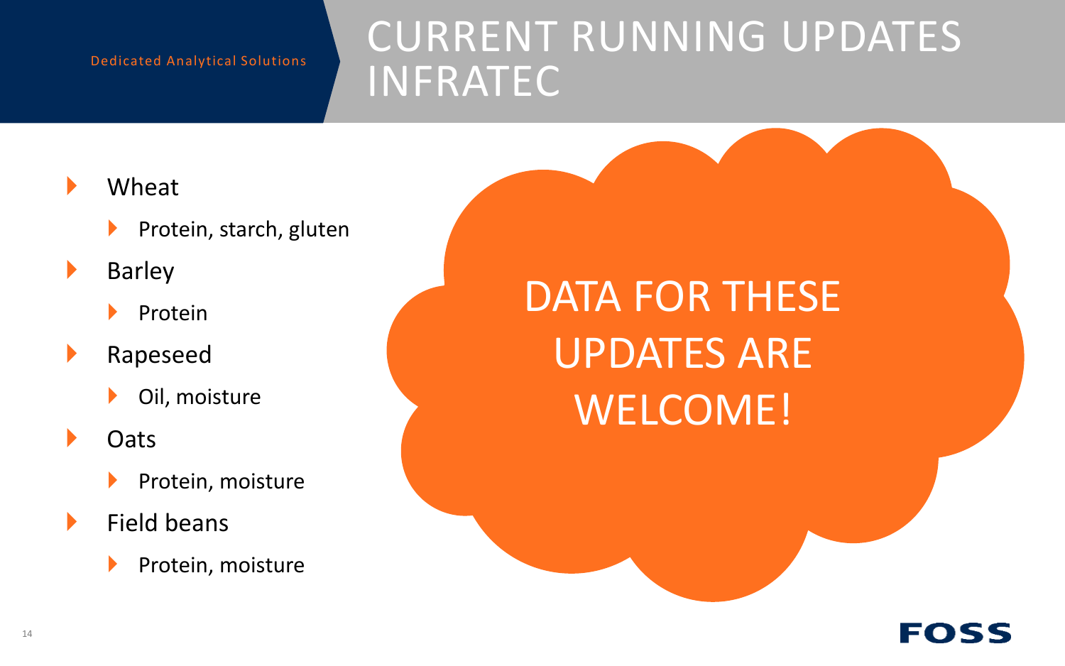Dedicated Analytical Solutions

# CURRENT RUNNING UPDATES INFRATEC

- Wheat
  - Protein, starch, gluten
- Barley
  - Protein
- Rapeseed
  - Oil, moisture
- Oats
  - Protein, moisture
- Field beans
  - Protein, moisture

DATA FOR THESE UPDATES ARE WELCOME!

FOSS